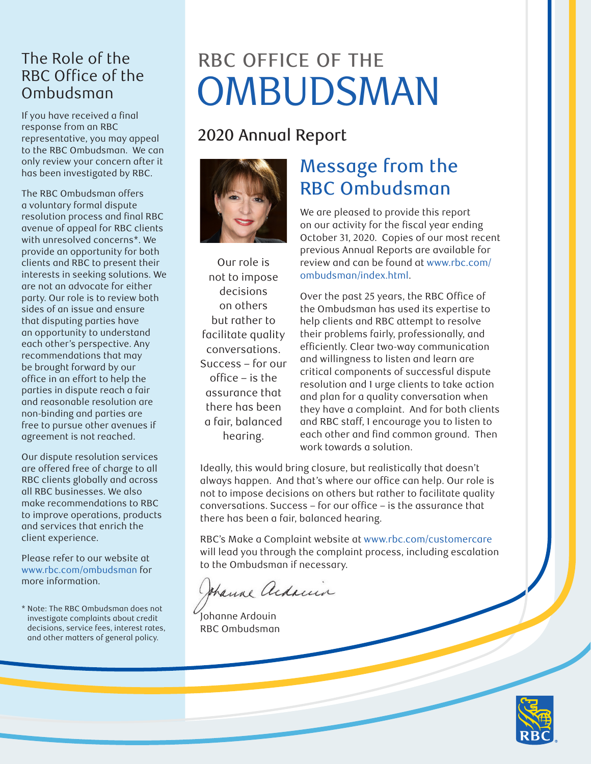# RBC OFFICE OF THE OMBUDSMAN

## 2020 Annual Report

## Message from the RBC Ombudsman

We are pleased to provide this report on our activity for the fiscal year ending October 31, 2020. Copies of our most recent previous Annual Reports are available for review and can be found at www.rbc.com/ombudsman/index.html.

Over the past 25 years, the RBC Office of the Ombudsman has used its expertise to help clients and RBC attempt to resolve their problems fairly, professionally, and efficiently. Clear two-way communication and willingness to listen and learn are critical components of successful dispute resolution and I urge clients to take action and plan for a quality conversation when they have a complaint. And for both clients and RBC staff, I encourage you to listen to each other and find common ground. Then work towards a solution.

Ideally, this would bring closure, but realistically that doesn't always happen. And that's where our office can help. Our role is not to impose decisions on others but rather to facilitate quality conversations. Success – for our office – is the assurance that there has been a fair, balanced hearing.

RBC's Make a Complaint website at www.rbc.com/customercare will lead you through the complaint process, including escalation to the Ombudsman if necessary.

Johanne Ardouin
RBC Ombudsman

> Our role is not to impose decisions on others but rather to facilitate quality conversations. Success – for our office – is the assurance that there has been a fair, balanced hearing.

## The Role of the RBC Office of the Ombudsman

If you have received a final response from an RBC representative, you may appeal to the RBC Ombudsman. We can only review your concern after it has been investigated by RBC.

The RBC Ombudsman offers a voluntary formal dispute resolution process and final RBC avenue of appeal for RBC clients with unresolved concerns*. We provide an opportunity for both clients and RBC to present their interests in seeking solutions. We are not an advocate for either party. Our role is to review both sides of an issue and ensure that disputing parties have an opportunity to understand each other's perspective. Any recommendations that may be brought forward by our office in an effort to help the parties in dispute reach a fair and reasonable resolution are non-binding and parties are free to pursue other avenues if agreement is not reached.

Our dispute resolution services are offered free of charge to all RBC clients globally and across all RBC businesses. We also make recommendations to RBC to improve operations, products and services that enrich the client experience.

Please refer to our website at www.rbc.com/ombudsman for more information.

\* Note: The RBC Ombudsman does not investigate complaints about credit decisions, service fees, interest rates, and other matters of general policy.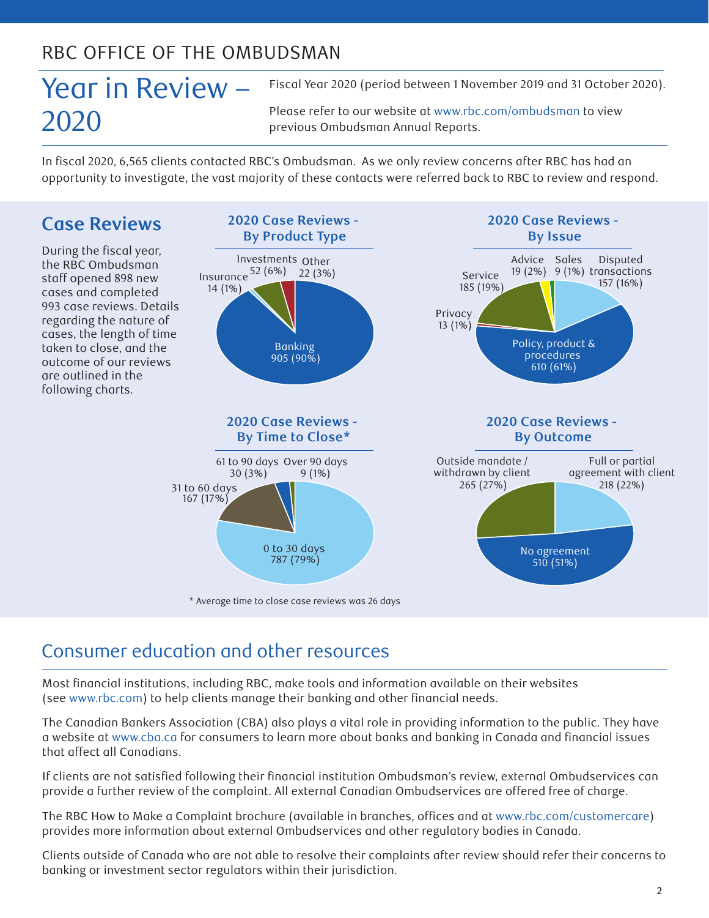RBC OFFICE OF THE OMBUDSMAN

# Year in Review – 2020

Fiscal Year 2020 (period between 1 November 2019 and 31 October 2020).

Please refer to our website at www.rbc.com/ombudsman to view previous Ombudsman Annual Reports.

In fiscal 2020, 6,565 clients contacted RBC's Ombudsman. As we only review concerns after RBC has had an opportunity to investigate, the vast majority of these contacts were referred back to RBC to review and respond.

## Case Reviews

During the fiscal year, the RBC Ombudsman staff opened 898 new cases and completed 993 case reviews. Details regarding the nature of cases, the length of time taken to close, and the outcome of our reviews are outlined in the following charts.

**2020 Case Reviews - By Product Type**

Investments 52 (6%)
Other 22 (3%)
Insurance 14 (1%)
Banking 905 (90%)

**2020 Case Reviews - By Issue**

Advice 19 (2%)
Sales 9 (1%)
Disputed transactions 157 (16%)
Service 185 (19%)
Privacy 13 (1%)
Policy, product & procedures 610 (61%)

**2020 Case Reviews - By Time to Close***

61 to 90 days 30 (3%)
Over 90 days 9 (1%)
31 to 60 days 167 (17%)
0 to 30 days 787 (79%)

**2020 Case Reviews - By Outcome**

Outside mandate / withdrawn by client 265 (27%)
Full or partial agreement with client 218 (22%)
No agreement 510 (51%)

* Average time to close case reviews was 26 days

## Consumer education and other resources

Most financial institutions, including RBC, make tools and information available on their websites (see www.rbc.com) to help clients manage their banking and other financial needs.

The Canadian Bankers Association (CBA) also plays a vital role in providing information to the public. They have a website at www.cba.ca for consumers to learn more about banks and banking in Canada and financial issues that affect all Canadians.

If clients are not satisfied following their financial institution Ombudsman's review, external Ombudservices can provide a further review of the complaint. All external Canadian Ombudservices are offered free of charge.

The RBC How to Make a Complaint brochure (available in branches, offices and at www.rbc.com/customercare) provides more information about external Ombudservices and other regulatory bodies in Canada.

Clients outside of Canada who are not able to resolve their complaints after review should refer their concerns to banking or investment sector regulators within their jurisdiction.